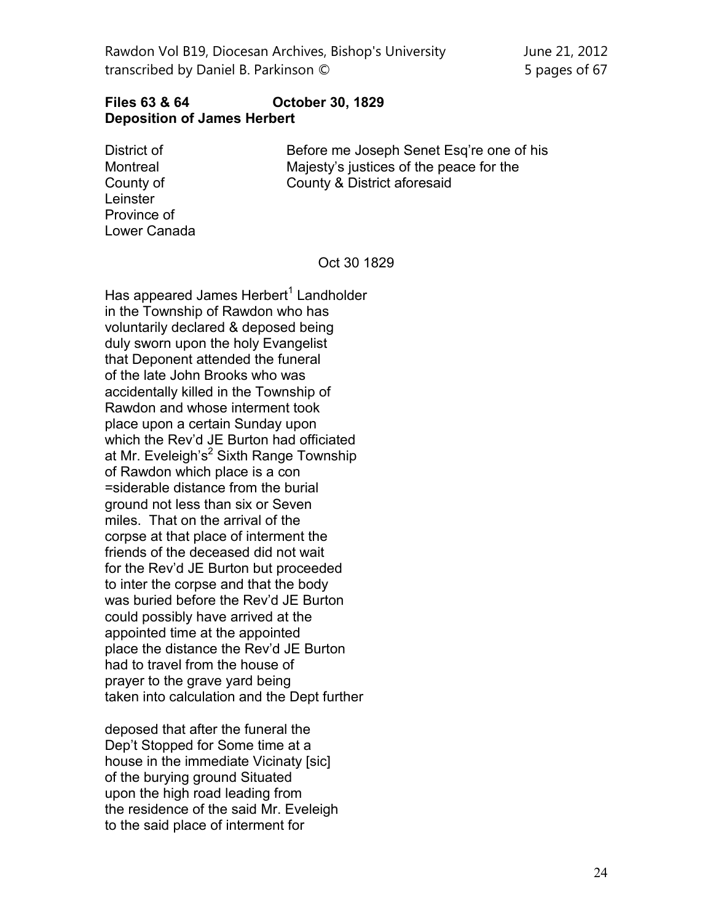**Files 63 & 64 October 30, 1829**
**Deposition of James Herbert**

| | |
|---|---|
| District of Montreal County of Leinster Province of Lower Canada | Before me Joseph Senet Esq're one of his Majesty's justices of the peace for the County & District aforesaid |

Oct 30 1829

Has appeared James Herbert[1] Landholder in the Township of Rawdon who has voluntarily declared & deposed being duly sworn upon the holy Evangelist that Deponent attended the funeral of the late John Brooks who was accidentally killed in the Township of Rawdon and whose interment took place upon a certain Sunday upon which the Rev'd JE Burton had officiated at Mr. Eveleigh's[2] Sixth Range Township of Rawdon which place is a con =siderable distance from the burial ground not less than six or Seven miles. That on the arrival of the corpse at that place of interment the friends of the deceased did not wait for the Rev'd JE Burton but proceeded to inter the corpse and that the body was buried before the Rev'd JE Burton could possibly have arrived at the appointed time at the appointed place the distance the Rev'd JE Burton had to travel from the house of prayer to the grave yard being taken into calculation and the Dept further

deposed that after the funeral the Dep't Stopped for Some time at a house in the immediate Vicinaty [sic] of the burying ground Situated upon the high road leading from the residence of the said Mr. Eveleigh to the said place of interment for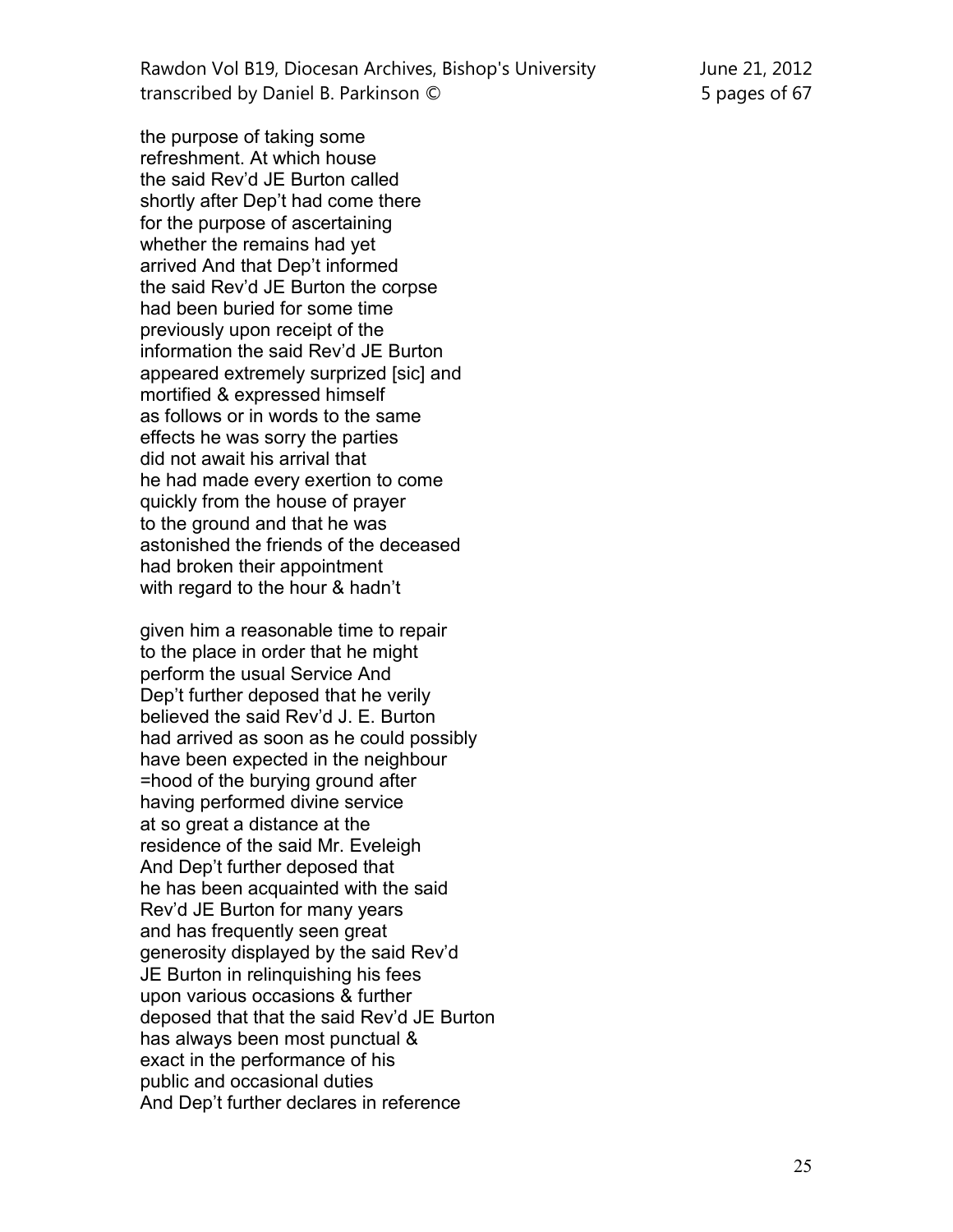the purpose of taking some
refreshment. At which house
the said Rev'd JE Burton called
shortly after Dep't had come there
for the purpose of ascertaining
whether the remains had yet
arrived And that Dep't informed
the said Rev'd JE Burton the corpse
had been buried for some time
previously upon receipt of the
information the said Rev'd JE Burton
appeared extremely surprized [sic] and
mortified & expressed himself
as follows or in words to the same
effects he was sorry the parties
did not await his arrival that
he had made every exertion to come
quickly from the house of prayer
to the ground and that he was
astonished the friends of the deceased
had broken their appointment
with regard to the hour & hadn't

given him a reasonable time to repair
to the place in order that he might
perform the usual Service And
Dep't further deposed that he verily
believed the said Rev'd J. E. Burton
had arrived as soon as he could possibly
have been expected in the neighbour
=hood of the burying ground after
having performed divine service
at so great a distance at the
residence of the said Mr. Eveleigh
And Dep't further deposed that
he has been acquainted with the said
Rev'd JE Burton for many years
and has frequently seen great
generosity displayed by the said Rev'd
JE Burton in relinquishing his fees
upon various occasions & further
deposed that that the said Rev'd JE Burton
has always been most punctual &
exact in the performance of his
public and occasional duties
And Dep't further declares in reference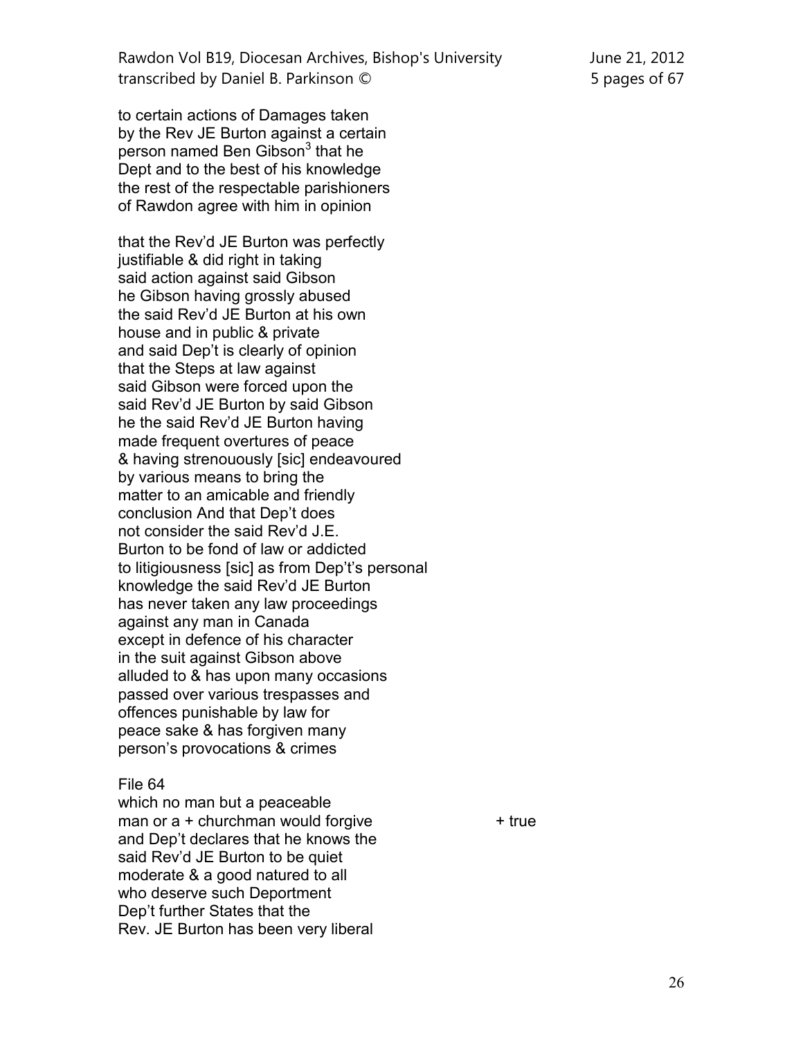to certain actions of Damages taken
by the Rev JE Burton against a certain
person named Ben Gibson[3] that he
Dept and to the best of his knowledge
the rest of the respectable parishioners
of Rawdon agree with him in opinion

that the Rev'd JE Burton was perfectly
justifiable & did right in taking
said action against said Gibson
he Gibson having grossly abused
the said Rev'd JE Burton at his own
house and in public & private
and said Dep't is clearly of opinion
that the Steps at law against
said Gibson were forced upon the
said Rev'd JE Burton by said Gibson
he the said Rev'd JE Burton having
made frequent overtures of peace
& having strenouously [sic] endeavoured
by various means to bring the
matter to an amicable and friendly
conclusion And that Dep't does
not consider the said Rev'd J.E.
Burton to be fond of law or addicted
to litigiousness [sic] as from Dep't's personal
knowledge the said Rev'd JE Burton
has never taken any law proceedings
against any man in Canada
except in defence of his character
in the suit against Gibson above
alluded to & has upon many occasions
passed over various trespasses and
offences punishable by law for
peace sake & has forgiven many
person's provocations & crimes

File 64

which no man but a peaceable
man or a + churchman would forgive                + true
and Dep't declares that he knows the
said Rev'd JE Burton to be quiet
moderate & a good natured to all
who deserve such Deportment
Dep't further States that the
Rev. JE Burton has been very liberal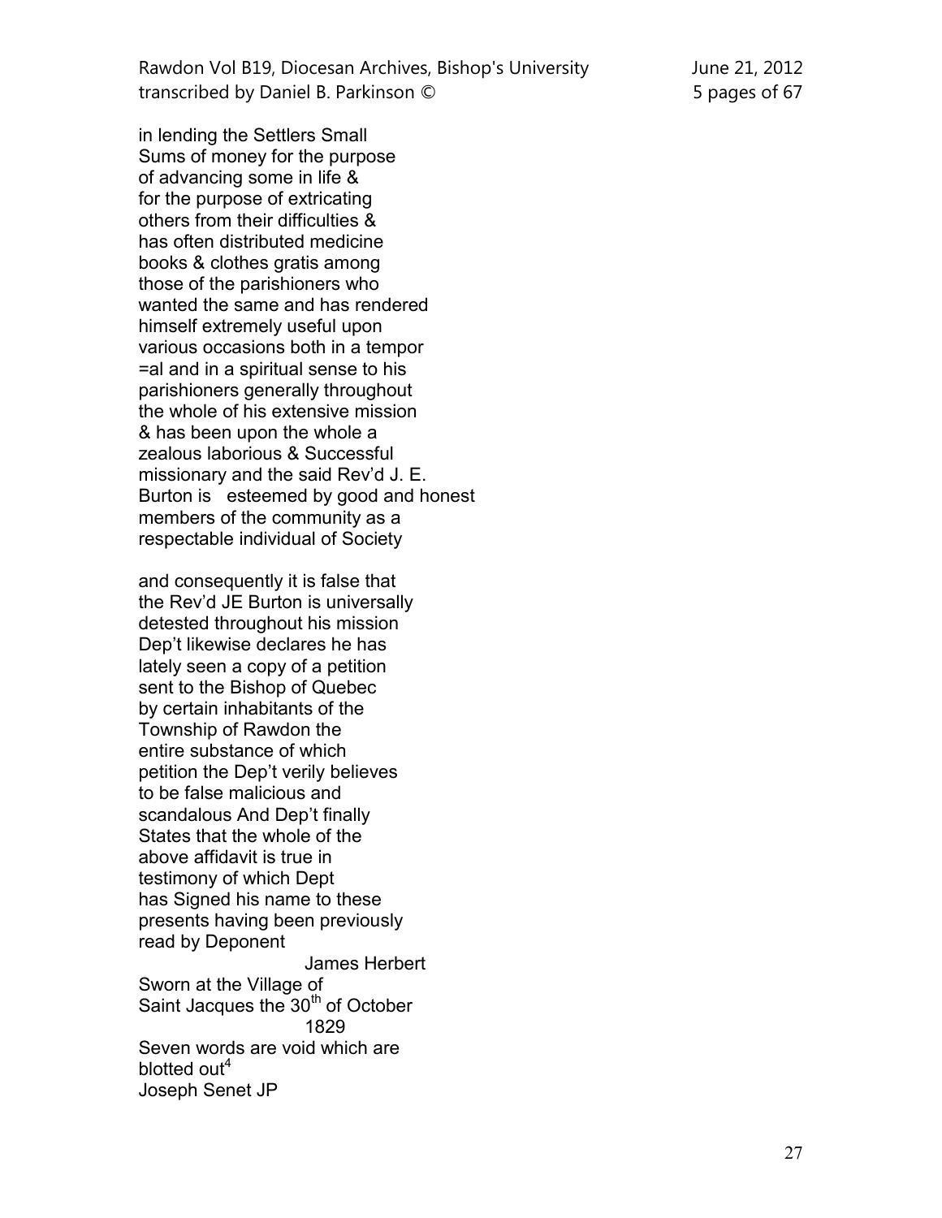in lending the Settlers Small
Sums of money for the purpose
of advancing some in life &
for the purpose of extricating
others from their difficulties &
has often distributed medicine
books & clothes gratis among
those of the parishioners who
wanted the same and has rendered
himself extremely useful upon
various occasions both in a tempor
=al and in a spiritual sense to his
parishioners generally throughout
the whole of his extensive mission
& has been upon the whole a
zealous laborious & Successful
missionary and the said Rev'd J. E.
Burton is esteemed by good and honest
members of the community as a
respectable individual of Society

and consequently it is false that
the Rev'd JE Burton is universally
detested throughout his mission
Dep't likewise declares he has
lately seen a copy of a petition
sent to the Bishop of Quebec
by certain inhabitants of the
Township of Rawdon the
entire substance of which
petition the Dep't verily believes
to be false malicious and
scandalous And Dep't finally
States that the whole of the
above affidavit is true in
testimony of which Dept
has Signed his name to these
presents having been previously
read by Deponent

James Herbert

Sworn at the Village of
Saint Jacques the 30th of October
1829
Seven words are void which are
blotted out[4]
Joseph Senet JP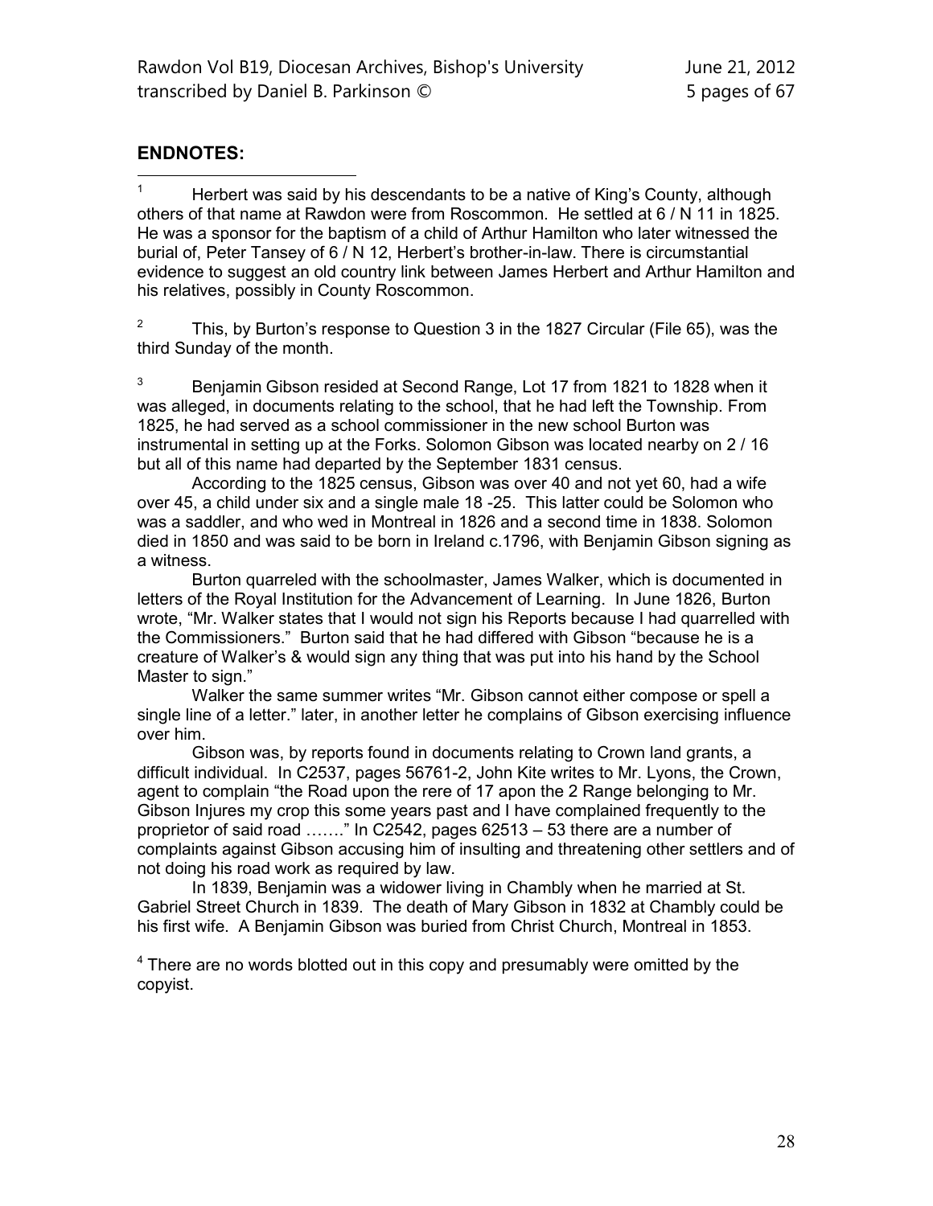## ENDNOTES:

[1] Herbert was said by his descendants to be a native of King's County, although others of that name at Rawdon were from Roscommon. He settled at 6 / N 11 in 1825. He was a sponsor for the baptism of a child of Arthur Hamilton who later witnessed the burial of, Peter Tansey of 6 / N 12, Herbert's brother-in-law. There is circumstantial evidence to suggest an old country link between James Herbert and Arthur Hamilton and his relatives, possibly in County Roscommon.

[2] This, by Burton's response to Question 3 in the 1827 Circular (File 65), was the third Sunday of the month.

[3] Benjamin Gibson resided at Second Range, Lot 17 from 1821 to 1828 when it was alleged, in documents relating to the school, that he had left the Township. From 1825, he had served as a school commissioner in the new school Burton was instrumental in setting up at the Forks. Solomon Gibson was located nearby on 2 / 16 but all of this name had departed by the September 1831 census.

According to the 1825 census, Gibson was over 40 and not yet 60, had a wife over 45, a child under six and a single male 18 -25. This latter could be Solomon who was a saddler, and who wed in Montreal in 1826 and a second time in 1838. Solomon died in 1850 and was said to be born in Ireland c.1796, with Benjamin Gibson signing as a witness.

Burton quarreled with the schoolmaster, James Walker, which is documented in letters of the Royal Institution for the Advancement of Learning. In June 1826, Burton wrote, "Mr. Walker states that I would not sign his Reports because I had quarrelled with the Commissioners." Burton said that he had differed with Gibson "because he is a creature of Walker's & would sign any thing that was put into his hand by the School Master to sign."

Walker the same summer writes "Mr. Gibson cannot either compose or spell a single line of a letter." later, in another letter he complains of Gibson exercising influence over him.

Gibson was, by reports found in documents relating to Crown land grants, a difficult individual. In C2537, pages 56761-2, John Kite writes to Mr. Lyons, the Crown, agent to complain "the Road upon the rere of 17 apon the 2 Range belonging to Mr. Gibson Injures my crop this some years past and I have complained frequently to the proprietor of said road ……." In C2542, pages 62513 – 53 there are a number of complaints against Gibson accusing him of insulting and threatening other settlers and of not doing his road work as required by law.

In 1839, Benjamin was a widower living in Chambly when he married at St. Gabriel Street Church in 1839. The death of Mary Gibson in 1832 at Chambly could be his first wife. A Benjamin Gibson was buried from Christ Church, Montreal in 1853.

[4] There are no words blotted out in this copy and presumably were omitted by the copyist.